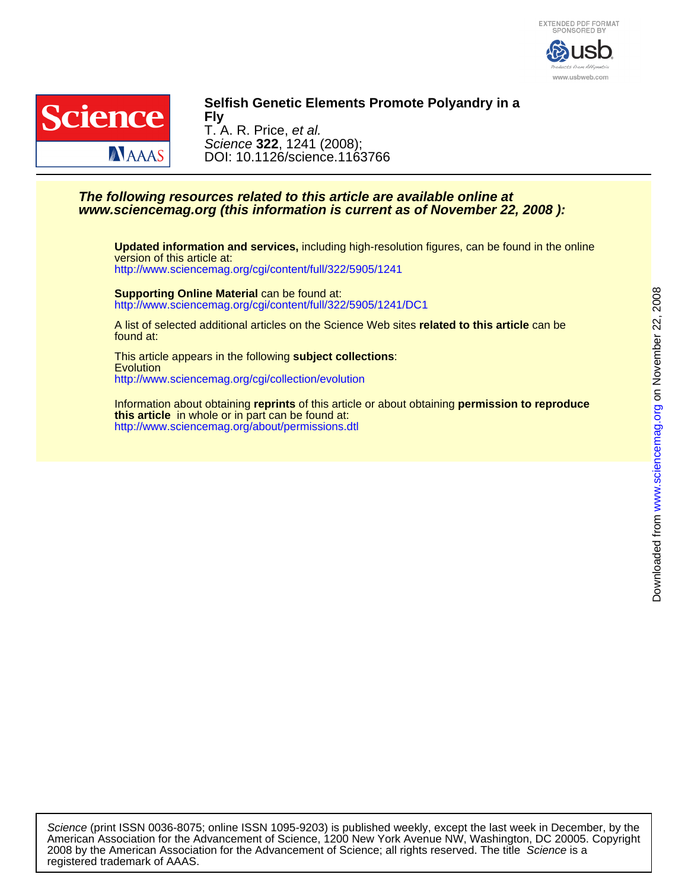EXTENDED PDF FORMAT
SPONSORED BY

www.usbweb.com

# Selfish Genetic Elements Promote Polyandry in a Fly

T. A. R. Price, *et al.*

*Science* **322**, 1241 (2008);

DOI: 10.1126/science.1163766

***The following resources related to this article are available online at www.sciencemag.org (this information is current as of November 22, 2008 ):***

**Updated information and services,** including high-resolution figures, can be found in the online version of this article at:
http://www.sciencemag.org/cgi/content/full/322/5905/1241

**Supporting Online Material** can be found at:
http://www.sciencemag.org/cgi/content/full/322/5905/1241/DC1

A list of selected additional articles on the Science Web sites **related to this article** can be found at:

This article appears in the following **subject collections**:
Evolution
http://www.sciencemag.org/cgi/collection/evolution

Information about obtaining **reprints** of this article or about obtaining **permission to reproduce this article** in whole or in part can be found at:
http://www.sciencemag.org/about/permissions.dtl

Downloaded from www.sciencemag.org on November 22, 2008

*Science* (print ISSN 0036-8075; online ISSN 1095-9203) is published weekly, except the last week in December, by the American Association for the Advancement of Science, 1200 New York Avenue NW, Washington, DC 20005. Copyright 2008 by the American Association for the Advancement of Science; all rights reserved. The title *Science* is a registered trademark of AAAS.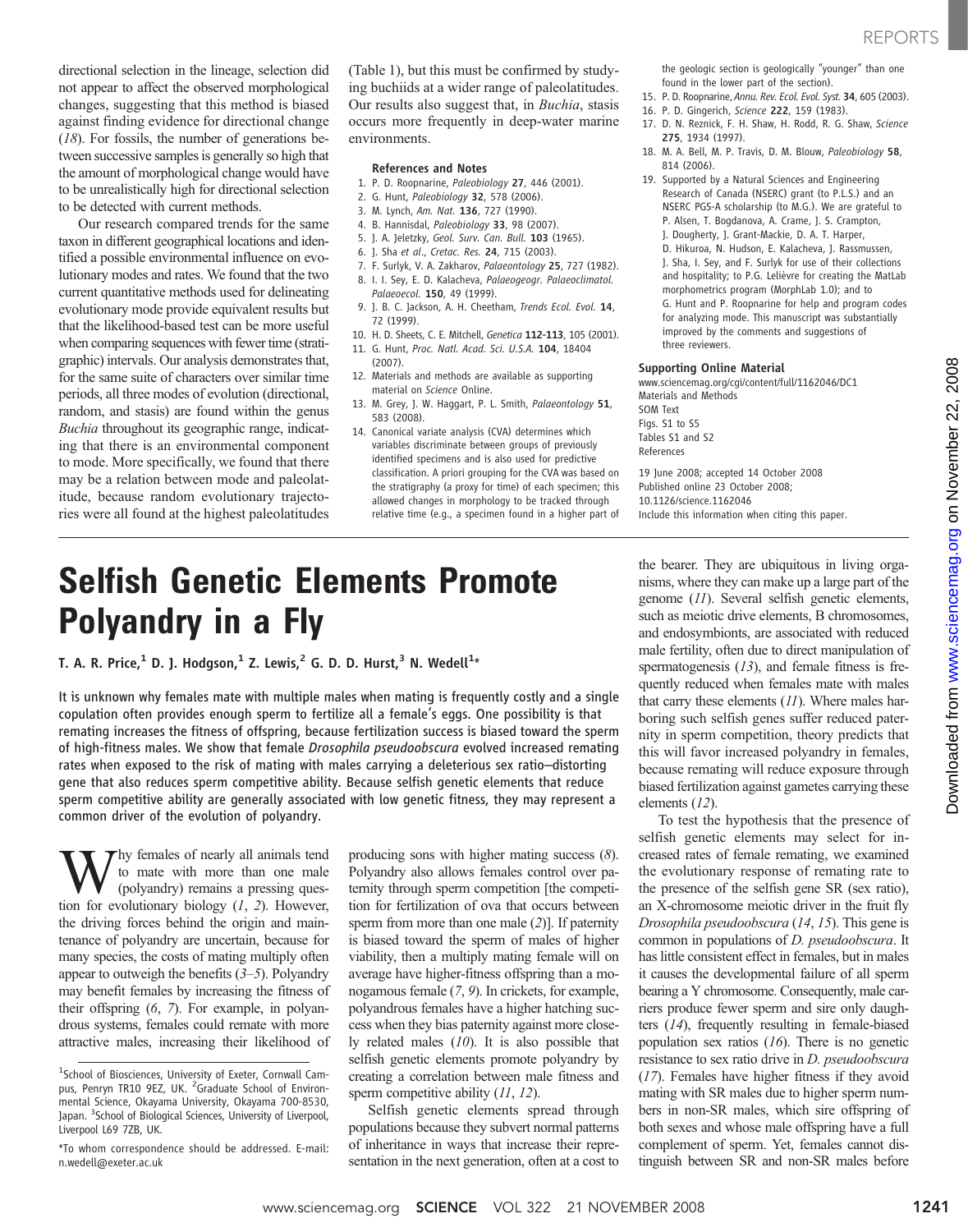directional selection in the lineage, selection did not appear to affect the observed morphological changes, suggesting that this method is biased against finding evidence for directional change (*18*). For fossils, the number of generations between successive samples is generally so high that the amount of morphological change would have to be unrealistically high for directional selection to be detected with current methods.

Our research compared trends for the same taxon in different geographical locations and identified a possible environmental influence on evolutionary modes and rates. We found that the two current quantitative methods used for delineating evolutionary mode provide equivalent results but that the likelihood-based test can be more useful when comparing sequences with fewer time (stratigraphic) intervals. Our analysis demonstrates that, for the same suite of characters over similar time periods, all three modes of evolution (directional, random, and stasis) are found within the genus *Buchia* throughout its geographic range, indicating that there is an environmental component to mode. More specifically, we found that there may be a relation between mode and paleolatitude, because random evolutionary trajectories were all found at the highest paleolatitudes (Table 1), but this must be confirmed by studying buchiids at a wider range of paleolatitudes. Our results also suggest that, in *Buchia*, stasis occurs more frequently in deep-water marine environments.

### References and Notes

1. P. D. Roopnarine, *Paleobiology* **27**, 446 (2001).
2. G. Hunt, *Paleobiology* **32**, 578 (2006).
3. M. Lynch, *Am. Nat.* **136**, 727 (1990).
4. B. Hannisdal, *Paleobiology* **33**, 98 (2007).
5. J. A. Jeletzky, *Geol. Surv. Can. Bull.* **103** (1965).
6. J. Sha *et al.*, *Cretac. Res.* **24**, 715 (2003).
7. F. Surlyk, V. A. Zakharov, *Palaeontology* **25**, 727 (1982).
8. I. I. Sey, E. D. Kalacheva, *Palaeogeogr. Palaeoclimatol. Palaeoecol.* **150**, 49 (1999).
9. J. B. C. Jackson, A. H. Cheetham, *Trends Ecol. Evol.* **14**, 72 (1999).
10. H. D. Sheets, C. E. Mitchell, *Genetica* **112-113**, 105 (2001).
11. G. Hunt, *Proc. Natl. Acad. Sci. U.S.A.* **104**, 18404 (2007).
12. Materials and methods are available as supporting material on *Science* Online.
13. M. Grey, J. W. Haggart, P. L. Smith, *Palaeontology* **51**, 583 (2008).
14. Canonical variate analysis (CVA) determines which variables discriminate between groups of previously identified specimens and is also used for predictive classification. A priori grouping for the CVA was based on the stratigraphy (a proxy for time) of each specimen; this allowed changes in morphology to be tracked through relative time (e.g., a specimen found in a higher part of the geologic section is geologically "younger" than one found in the lower part of the section).
15. P. D. Roopnarine, *Annu. Rev. Ecol. Evol. Syst.* **34**, 605 (2003).
16. P. D. Gingerich, *Science* **222**, 159 (1983).
17. D. N. Reznick, F. H. Shaw, H. Rodd, R. G. Shaw, *Science* **275**, 1934 (1997).
18. M. A. Bell, M. P. Travis, D. M. Blouw, *Paleobiology* **58**, 814 (2006).
19. Supported by a Natural Sciences and Engineering Research of Canada (NSERC) grant (to P.L.S.) and an NSERC PGS-A scholarship (to M.G.). We are grateful to P. Alsen, T. Bogdanova, A. Crame, J. S. Crampton, J. Dougherty, J. Grant-Mackie, D. A. T. Harper, D. Hikuroa, N. Hudson, E. Kalacheva, J. Rassmussen, J. Sha, I. Sey, and F. Surlyk for use of their collections and hospitality; to P.G. Lelièvre for creating the MatLab morphometrics program (MorphLab 1.0); and to G. Hunt and P. Roopnarine for help and program codes for analyzing mode. This manuscript was substantially improved by the comments and suggestions of three reviewers.

### Supporting Online Material

www.sciencemag.org/cgi/content/full/1162046/DC1
Materials and Methods
SOM Text
Figs. S1 to S5
Tables S1 and S2
References

19 June 2008; accepted 14 October 2008
Published online 23 October 2008;
10.1126/science.1162046
Include this information when citing this paper.

# Selfish Genetic Elements Promote Polyandry in a Fly

**T. A. R. Price,[1] D. J. Hodgson,[1] Z. Lewis,[2] G. D. D. Hurst,[3] N. Wedell[1]***

**It is unknown why females mate with multiple males when mating is frequently costly and a single copulation often provides enough sperm to fertilize all a female's eggs. One possibility is that remating increases the fitness of offspring, because fertilization success is biased toward the sperm of high-fitness males. We show that female *Drosophila pseudoobscura* evolved increased remating rates when exposed to the risk of mating with males carrying a deleterious sex ratio–distorting gene that also reduces sperm competitive ability. Because selfish genetic elements that reduce sperm competitive ability are generally associated with low genetic fitness, they may represent a common driver of the evolution of polyandry.**

Why females of nearly all animals tend to mate with more than one male (polyandry) remains a pressing question for evolutionary biology (*1*, *2*). However, the driving forces behind the origin and maintenance of polyandry are uncertain, because for many species, the costs of mating multiply often appear to outweigh the benefits (*3*–*5*). Polyandry may benefit females by increasing the fitness of their offspring (*6*, *7*). For example, in polyandrous systems, females could remate with more attractive males, increasing their likelihood of producing sons with higher mating success (*8*). Polyandry also allows females control over paternity through sperm competition [the competition for fertilization of ova that occurs between sperm from more than one male (*2*)]. If paternity is biased toward the sperm of males of higher viability, then a multiply mating female will on average have higher-fitness offspring than a monogamous female (*7*, *9*). In crickets, for example, polyandrous females have a higher hatching success when they bias paternity against more closely related males (*10*). It is also possible that selfish genetic elements promote polyandry by creating a correlation between male fitness and sperm competitive ability (*11*, *12*).

Selfish genetic elements spread through populations because they subvert normal patterns of inheritance in ways that increase their representation in the next generation, often at a cost to the bearer. They are ubiquitous in living organisms, where they can make up a large part of the genome (*11*). Several selfish genetic elements, such as meiotic drive elements, B chromosomes, and endosymbionts, are associated with reduced male fertility, often due to direct manipulation of spermatogenesis (*13*), and female fitness is frequently reduced when females mate with males that carry these elements (*11*). Where males harboring such selfish genes suffer reduced paternity in sperm competition, theory predicts that this will favor increased polyandry in females, because remating will reduce exposure through biased fertilization against gametes carrying these elements (*12*).

To test the hypothesis that the presence of selfish genetic elements may select for increased rates of female remating, we examined the evolutionary response of remating rate to the presence of the selfish gene SR (sex ratio), an X-chromosome meiotic driver in the fruit fly *Drosophila pseudoobscura* (*14*, *15*). This gene is common in populations of *D. pseudoobscura*. It has little consistent effect in females, but in males it causes the developmental failure of all sperm bearing a Y chromosome. Consequently, male carriers produce fewer sperm and sire only daughters (*14*), frequently resulting in female-biased population sex ratios (*16*). There is no genetic resistance to sex ratio drive in *D. pseudoobscura* (*17*). Females have higher fitness if they avoid mating with SR males due to higher sperm numbers in non-SR males, which sire offspring of both sexes and whose male offspring have a full complement of sperm. Yet, females cannot distinguish between SR and non-SR males before

[1]School of Biosciences, University of Exeter, Cornwall Campus, Penryn TR10 9EZ, UK. [2]Graduate School of Environmental Science, Okayama University, Okayama 700-8530, Japan. [3]School of Biological Sciences, University of Liverpool, Liverpool L69 7ZB, UK.

*To whom correspondence should be addressed. E-mail: n.wedell@exeter.ac.uk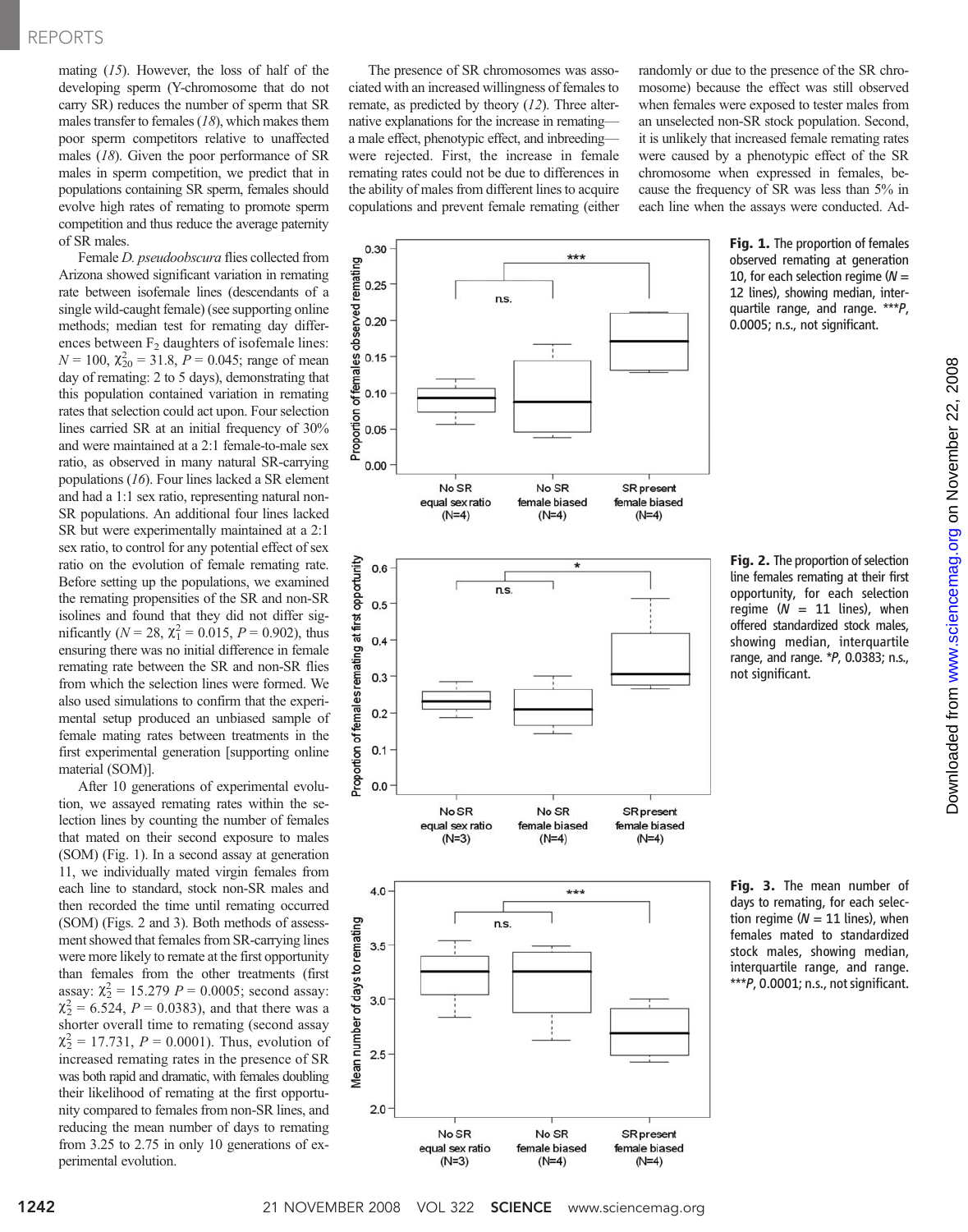mating (15). However, the loss of half of the developing sperm (Y-chromosome that do not carry SR) reduces the number of sperm that SR males transfer to females (18), which makes them poor sperm competitors relative to unaffected males (18). Given the poor performance of SR males in sperm competition, we predict that in populations containing SR sperm, females should evolve high rates of remating to promote sperm competition and thus reduce the average paternity of SR males.

Female *D. pseudoobscura* flies collected from Arizona showed significant variation in remating rate between isofemale lines (descendants of a single wild-caught female) (see supporting online methods; median test for remating day differences between $F_2$ daughters of isofemale lines: $N = 100$, $\chi^2_{20} = 31.8$, $P = 0.045$; range of mean day of remating: 2 to 5 days), demonstrating that this population contained variation in remating rates that selection could act upon. Four selection lines carried SR at an initial frequency of 30% and were maintained at a 2:1 female-to-male sex ratio, as observed in many natural SR-carrying populations (16). Four lines lacked a SR element and had a 1:1 sex ratio, representing natural non-SR populations. An additional four lines lacked SR but were experimentally maintained at a 2:1 sex ratio, to control for any potential effect of sex ratio on the evolution of female remating rate. Before setting up the populations, we examined the remating propensities of the SR and non-SR isolines and found that they did not differ significantly ($N = 28$, $\chi^2_1 = 0.015$, $P = 0.902$), thus ensuring there was no initial difference in female remating rate between the SR and non-SR flies from which the selection lines were formed. We also used simulations to confirm that the experimental setup produced an unbiased sample of female mating rates between treatments in the first experimental generation [supporting online material (SOM)].

After 10 generations of experimental evolution, we assayed remating rates within the selection lines by counting the number of females that mated on their second exposure to males (SOM) (Fig. 1). In a second assay at generation 11, we individually mated virgin females from each line to standard, stock non-SR males and then recorded the time until remating occurred (SOM) (Figs. 2 and 3). Both methods of assessment showed that females from SR-carrying lines were more likely to remate at the first opportunity than females from the other treatments (first assay: $\chi^2_2 = 15.279$ $P = 0.0005$; second assay: $\chi^2_2 = 6.524$, $P = 0.0383$), and that there was a shorter overall time to remating (second assay $\chi^2_2 = 17.731$, $P = 0.0001$). Thus, evolution of increased remating rates in the presence of SR was both rapid and dramatic, with females doubling their likelihood of remating at the first opportunity compared to females from non-SR lines, and reducing the mean number of days to remating from 3.25 to 2.75 in only 10 generations of experimental evolution.

The presence of SR chromosomes was associated with an increased willingness of females to remate, as predicted by theory (12). Three alternative explanations for the increase in remating—a male effect, phenotypic effect, and inbreeding—were rejected. First, the increase in female remating rates could not be due to differences in the ability of males from different lines to acquire copulations and prevent female remating (either randomly or due to the presence of the SR chromosome) because the effect was still observed when females were exposed to tester males from an unselected non-SR stock population. Second, it is unlikely that increased female remating rates were caused by a phenotypic effect of the SR chromosome when expressed in females, because the frequency of SR was less than 5% in each line when the assays were conducted. Ad-

**Fig. 1.** The proportion of females observed remating at generation 10, for each selection regime ($N$ = 12 lines), showing median, interquartile range, and range. ***$P$, 0.0005; n.s., not significant.

**Fig. 2.** The proportion of selection line females remating at their first opportunity, for each selection regime ($N$ = 11 lines), when offered standardized stock males, showing median, interquartile range, and range. *$P$, 0.0383; n.s., not significant.

**Fig. 3.** The mean number of days to remating, for each selection regime ($N$ = 11 lines), when females mated to standardized stock males, showing median, interquartile range, and range. ***$P$, 0.0001; n.s., not significant.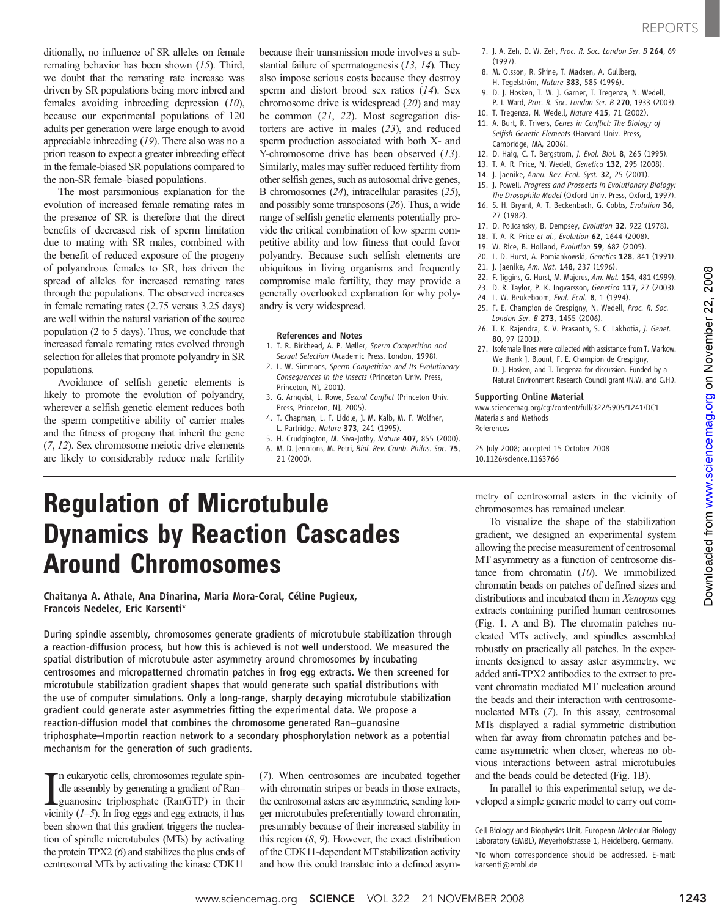ditionally, no influence of SR alleles on female remating behavior has been shown (15). Third, we doubt that the remating rate increase was driven by SR populations being more inbred and females avoiding inbreeding depression (10), because our experimental populations of 120 adults per generation were large enough to avoid appreciable inbreeding (19). There also was no a priori reason to expect a greater inbreeding effect in the female-biased SR populations compared to the non-SR female–biased populations.

The most parsimonious explanation for the evolution of increased female remating rates in the presence of SR is therefore that the direct benefits of decreased risk of sperm limitation due to mating with SR males, combined with the benefit of reduced exposure of the progeny of polyandrous females to SR, has driven the spread of alleles for increased remating rates through the populations. The observed increases in female remating rates (2.75 versus 3.25 days) are well within the natural variation of the source population (2 to 5 days). Thus, we conclude that increased female remating rates evolved through selection for alleles that promote polyandry in SR populations.

Avoidance of selfish genetic elements is likely to promote the evolution of polyandry, wherever a selfish genetic element reduces both the sperm competitive ability of carrier males and the fitness of progeny that inherit the gene (7, 12). Sex chromosome meiotic drive elements are likely to considerably reduce male fertility because their transmission mode involves a substantial failure of spermatogenesis (13, 14). They also impose serious costs because they destroy sperm and distort brood sex ratios (14). Sex chromosome drive is widespread (20) and may be common (21, 22). Most segregation distorters are active in males (23), and reduced sperm production associated with both X- and Y-chromosome drive has been observed (13). Similarly, males may suffer reduced fertility from other selfish genes, such as autosomal drive genes, B chromosomes (24), intracellular parasites (25), and possibly some transposons (26). Thus, a wide range of selfish genetic elements potentially provide the critical combination of low sperm competitive ability and low fitness that could favor polyandry. Because such selfish elements are ubiquitous in living organisms and frequently compromise male fertility, they may provide a generally overlooked explanation for why polyandry is very widespread.

### References and Notes

1. T. R. Birkhead, A. P. Møller, *Sperm Competition and Sexual Selection* (Academic Press, London, 1998).
2. L. W. Simmons, *Sperm Competition and Its Evolutionary Consequences in the Insects* (Princeton Univ. Press, Princeton, NJ, 2001).
3. G. Arnqvist, L. Rowe, *Sexual Conflict* (Princeton Univ. Press, Princeton, NJ, 2005).
4. T. Chapman, L. F. Liddle, J. M. Kalb, M. F. Wolfner, L. Partridge, *Nature* **373**, 241 (1995).
5. H. Crudgington, M. Siva-Jothy, *Nature* **407**, 855 (2000).
6. M. D. Jennions, M. Petri, *Biol. Rev. Camb. Philos. Soc.* **75**, 21 (2000).
7. J. A. Zeh, D. W. Zeh, *Proc. R. Soc. London Ser. B* **264**, 69 (1997).
8. M. Olsson, R. Shine, T. Madsen, A. Gullberg, H. Tegelström, *Nature* **383**, 585 (1996).
9. D. J. Hosken, T. W. J. Garner, T. Tregenza, N. Wedell, P. I. Ward, *Proc. R. Soc. London Ser. B* **270**, 1933 (2003).
10. T. Tregenza, N. Wedell, *Nature* **415**, 71 (2002).
11. A. Burt, R. Trivers, *Genes in Conflict: The Biology of Selfish Genetic Elements* (Harvard Univ. Press, Cambridge, MA, 2006).
12. D. Haig, C. T. Bergstrom, *J. Evol. Biol.* **8**, 265 (1995).
13. T. A. R. Price, N. Wedell, *Genetica* **132**, 295 (2008).
14. J. Jaenike, *Annu. Rev. Ecol. Syst.* **32**, 25 (2001).
15. J. Powell, *Progress and Prospects in Evolutionary Biology: The Drosophila Model* (Oxford Univ. Press, Oxford, 1997).
16. S. H. Bryant, A. T. Beckenbach, G. Cobbs, *Evolution* **36**, 27 (1982).
17. D. Policansky, B. Dempsey, *Evolution* **32**, 922 (1978).
18. T. A. R. Price *et al.*, *Evolution* **62**, 1644 (2008).
19. W. Rice, B. Holland, *Evolution* **59**, 682 (2005).
20. L. D. Hurst, A. Pomiankowski, *Genetics* **128**, 841 (1991).
21. J. Jaenike, *Am. Nat.* **148**, 237 (1996).
22. F. Jiggins, G. Hurst, M. Majerus, *Am. Nat.* **154**, 481 (1999).
23. D. R. Taylor, P. K. Ingvarsson, *Genetica* **117**, 27 (2003).
24. L. W. Beukeboom, *Evol. Ecol.* **8**, 1 (1994).
25. F. E. Champion de Crespigny, N. Wedell, *Proc. R. Soc. London Ser. B* **273**, 1455 (2006).
26. T. K. Rajendra, K. V. Prasanth, S. C. Lakhotia, *J. Genet.* **80**, 97 (2001).
27. Isofemale lines were collected with assistance from T. Markow. We thank J. Blount, F. E. Champion de Crespigny, D. J. Hosken, and T. Tregenza for discussion. Funded by a Natural Environment Research Council grant (N.W. and G.H.).

### Supporting Online Material

www.sciencemag.org/cgi/content/full/322/5905/1241/DC1
Materials and Methods
References

25 July 2008; accepted 15 October 2008
10.1126/science.1163766

# Regulation of Microtubule Dynamics by Reaction Cascades Around Chromosomes

**Chaitanya A. Athale, Ana Dinarina, Maria Mora-Coral, Céline Pugieux, Francois Nedelec, Eric Karsenti***

During spindle assembly, chromosomes generate gradients of microtubule stabilization through a reaction-diffusion process, but how this is achieved is not well understood. We measured the spatial distribution of microtubule aster asymmetry around chromosomes by incubating centrosomes and micropatterned chromatin patches in frog egg extracts. We then screened for microtubule stabilization gradient shapes that would generate such spatial distributions with the use of computer simulations. Only a long-range, sharply decaying microtubule stabilization gradient could generate aster asymmetries fitting the experimental data. We propose a reaction-diffusion model that combines the chromosome generated Ran–guanosine triphosphate–Importin reaction network to a secondary phosphorylation network as a potential mechanism for the generation of such gradients.

In eukaryotic cells, chromosomes regulate spindle assembly by generating a gradient of Ran–guanosine triphosphate (RanGTP) in their vicinity (1–5). In frog eggs and egg extracts, it has been shown that this gradient triggers the nucleation of spindle microtubules (MTs) by activating the protein TPX2 (6) and stabilizes the plus ends of centrosomal MTs by activating the kinase CDK11 (7). When centrosomes are incubated together with chromatin stripes or beads in those extracts, the centrosomal asters are asymmetric, sending longer microtubules preferentially toward chromatin, presumably because of their increased stability in this region (8, 9). However, the exact distribution of the CDK11-dependent MT stabilization activity and how this could translate into a defined asymmetry of centrosomal asters in the vicinity of chromosomes has remained unclear.

To visualize the shape of the stabilization gradient, we designed an experimental system allowing the precise measurement of centrosomal MT asymmetry as a function of centrosome distance from chromatin (10). We immobilized chromatin beads on patches of defined sizes and distributions and incubated them in *Xenopus* egg extracts containing purified human centrosomes (Fig. 1, A and B). The chromatin patches nucleated MTs actively, and spindles assembled robustly on practically all patches. In the experiments designed to assay aster asymmetry, we added anti-TPX2 antibodies to the extract to prevent chromatin mediated MT nucleation around the beads and their interaction with centrosome-nucleated MTs (7). In this assay, centrosomal MTs displayed a radial symmetric distribution when far away from chromatin patches and became asymmetric when closer, whereas no obvious interactions between astral microtubules and the beads could be detected (Fig. 1B).

In parallel to this experimental setup, we developed a simple generic model to carry out com-

Cell Biology and Biophysics Unit, European Molecular Biology Laboratory (EMBL), Meyerhofstrasse 1, Heidelberg, Germany.

*To whom correspondence should be addressed. E-mail: karsenti@embl.de